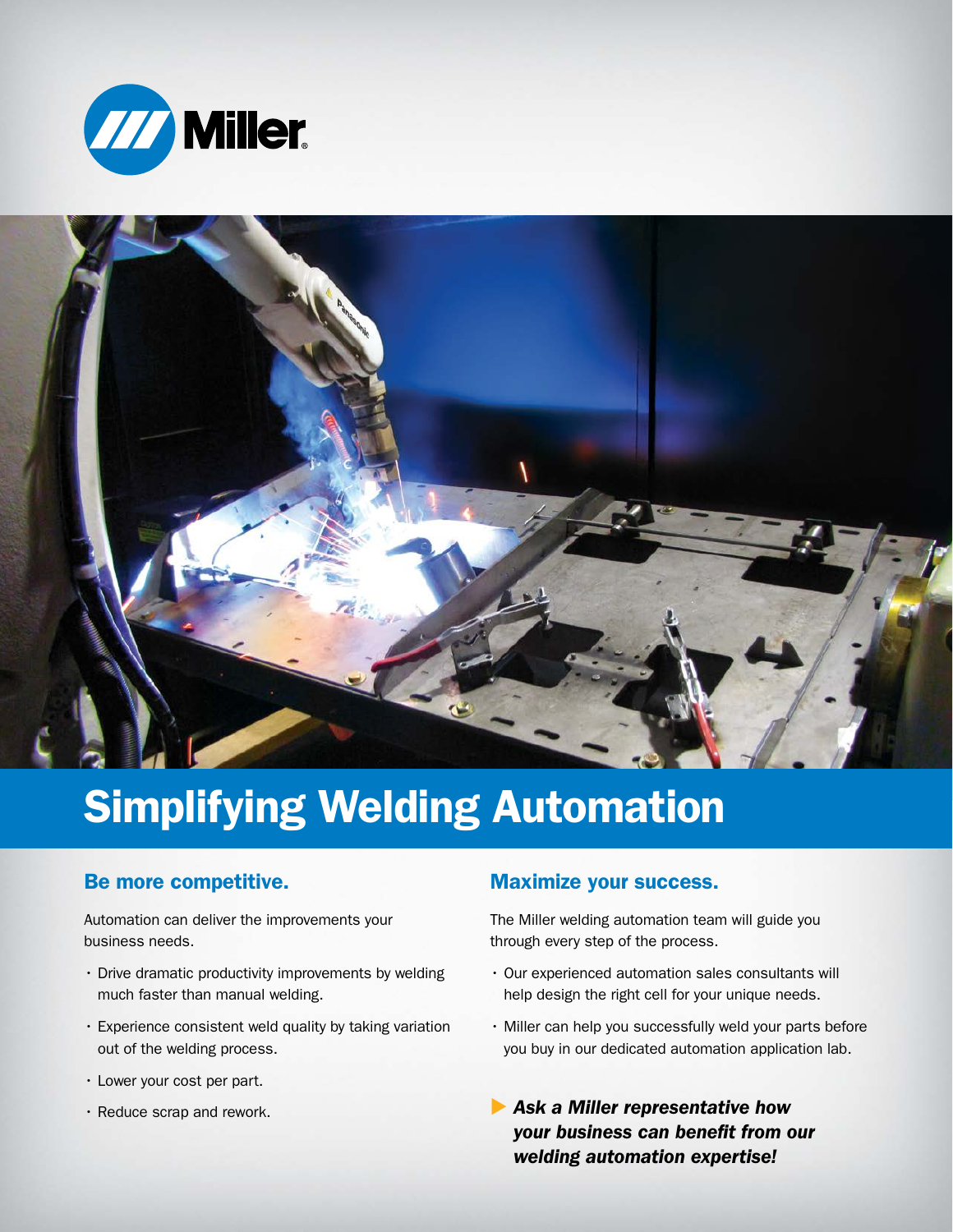# Simplifying Welding Automation

## Be more competitive.

Automation can deliver the improvements your business needs.

- Drive dramatic productivity improvements by welding much faster than manual welding.
- Experience consistent weld quality by taking variation out of the welding process.
- Lower your cost per part.
- Reduce scrap and rework.

## Maximize your success.

The Miller welding automation team will guide you through every step of the process.

- Our experienced automation sales consultants will help design the right cell for your unique needs.
- Miller can help you successfully weld your parts before you buy in our dedicated automation application lab.

▶ ***Ask a Miller representative how your business can benefit from our welding automation expertise!***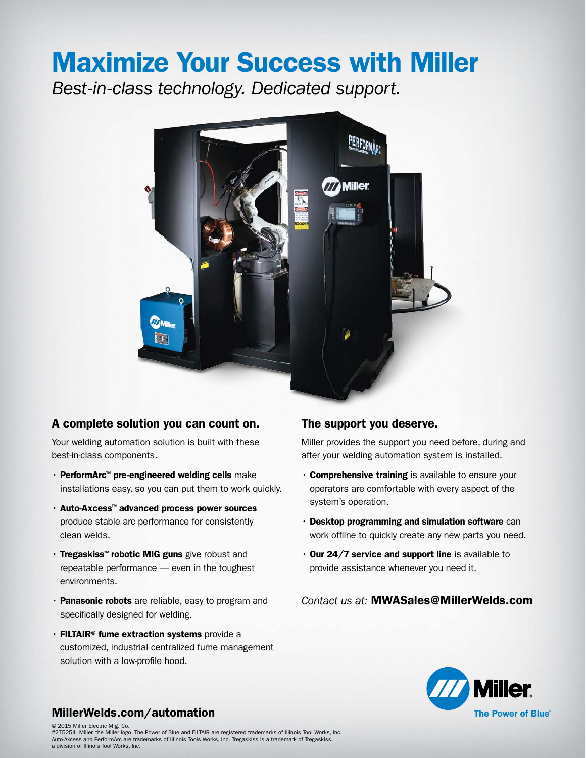# Maximize Your Success with Miller

*Best-in-class technology. Dedicated support.*

## A complete solution you can count on.

Your welding automation solution is built with these best-in-class components.

- **PerformArc™ pre-engineered welding cells** make installations easy, so you can put them to work quickly.
- **Auto-Axcess™ advanced process power sources** produce stable arc performance for consistently clean welds.
- **Tregaskiss™ robotic MIG guns** give robust and repeatable performance — even in the toughest environments.
- **Panasonic robots** are reliable, easy to program and specifically designed for welding.
- **FILTAIR® fume extraction systems** provide a customized, industrial centralized fume management solution with a low-profile hood.

## The support you deserve.

Miller provides the support you need before, during and after your welding automation system is installed.

- **Comprehensive training** is available to ensure your operators are comfortable with every aspect of the system's operation.
- **Desktop programming and simulation software** can work offline to quickly create any new parts you need.
- **Our 24/7 service and support line** is available to provide assistance whenever you need it.

*Contact us at:* **MWASales@MillerWelds.com**

**MillerWelds.com/automation**

Miller
The Power of Blue®

© 2015 Miller Electric Mfg. Co.
#275254 Miller, the Miller logo, The Power of Blue and FILTAIR are registered trademarks of Illinois Tool Works, Inc. Auto-Axcess and PerformArc are trademarks of Illinois Tools Works, Inc. Tregaskiss is a trademark of Tregaskiss, a division of Illinois Tool Works, Inc.